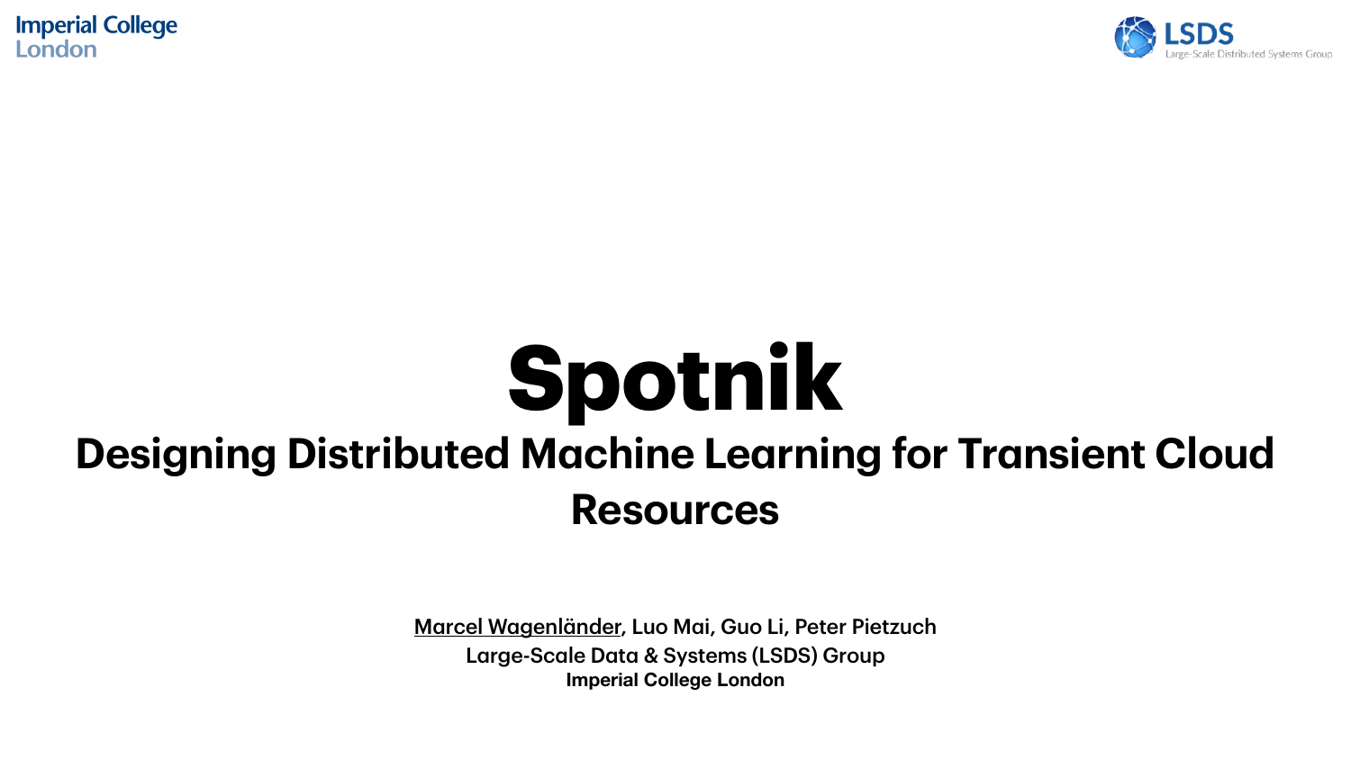Imperial College London

LSDS
Large-Scale Distributed Systems Group

# Spotnik

## Designing Distributed Machine Learning for Transient Cloud Resources

Marcel Wagenländer, Luo Mai, Guo Li, Peter Pietzuch

Large-Scale Data & Systems (LSDS) Group

**Imperial College London**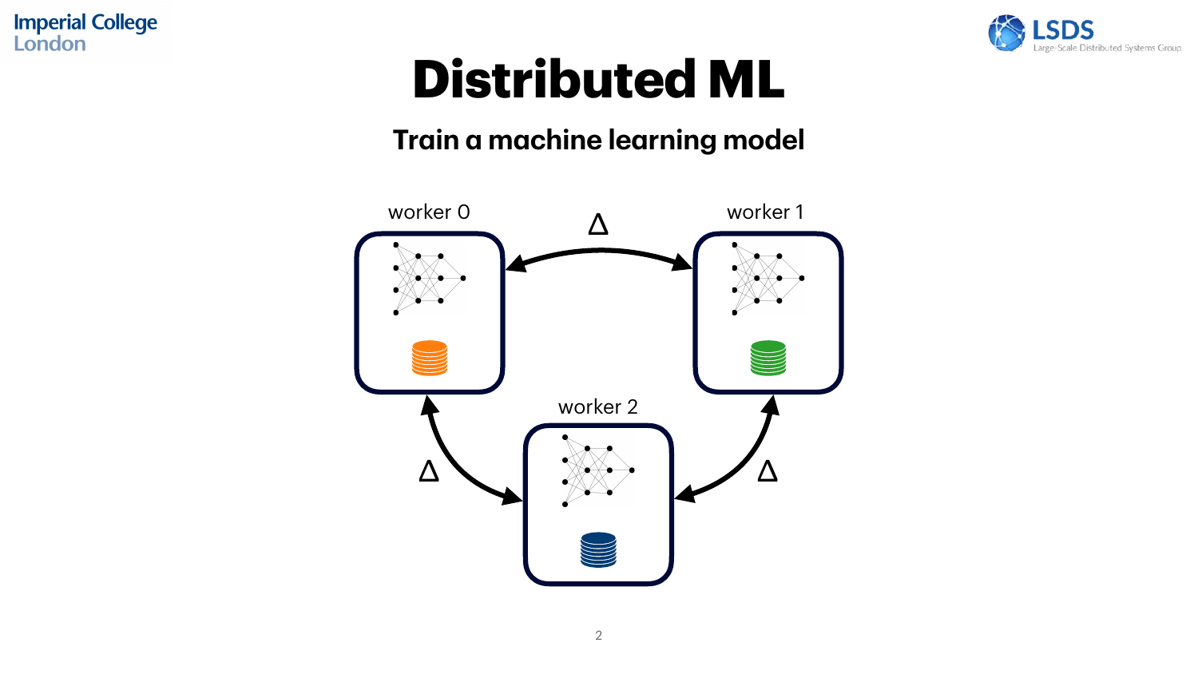# Distributed ML

**Train a machine learning model**

worker 0

worker 1

worker 2

Δ

Δ

Δ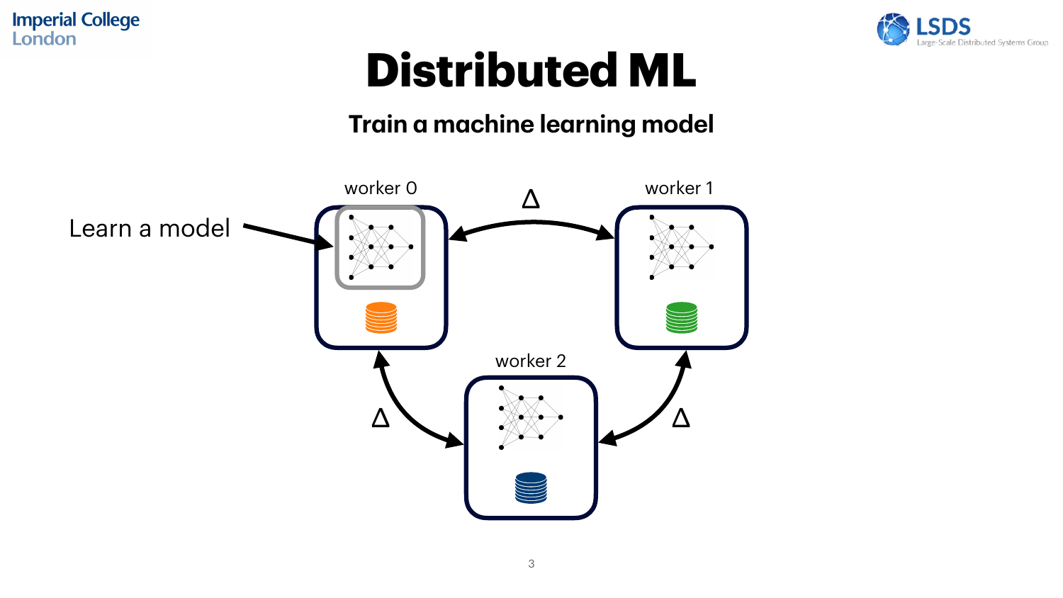# Distributed ML

**Train a machine learning model**

Learn a model

worker 0

worker 1

worker 2

Δ

Δ

Δ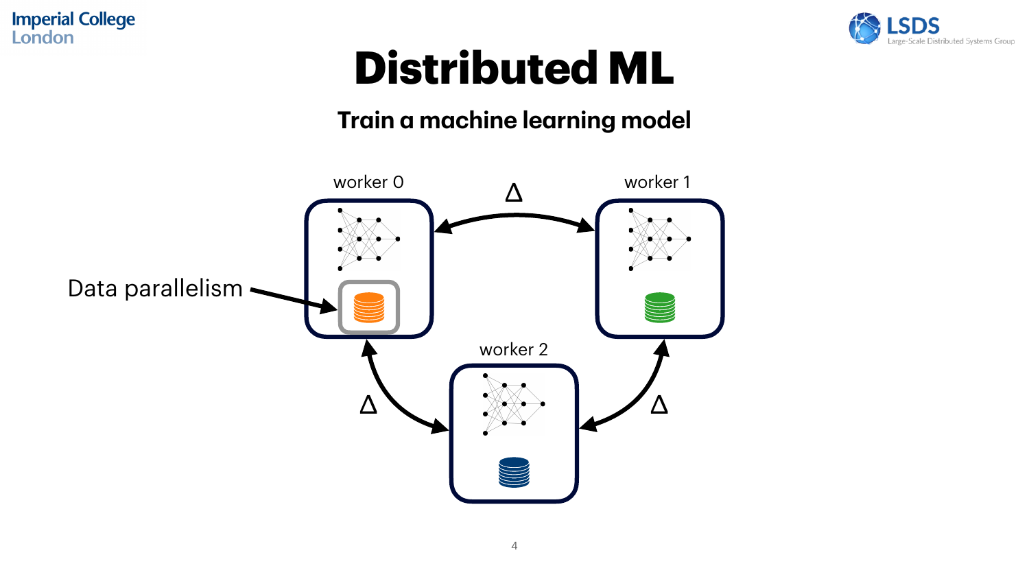# Distributed ML

**Train a machine learning model**

worker 0

worker 1

worker 2

Δ

Δ

Δ

Data parallelism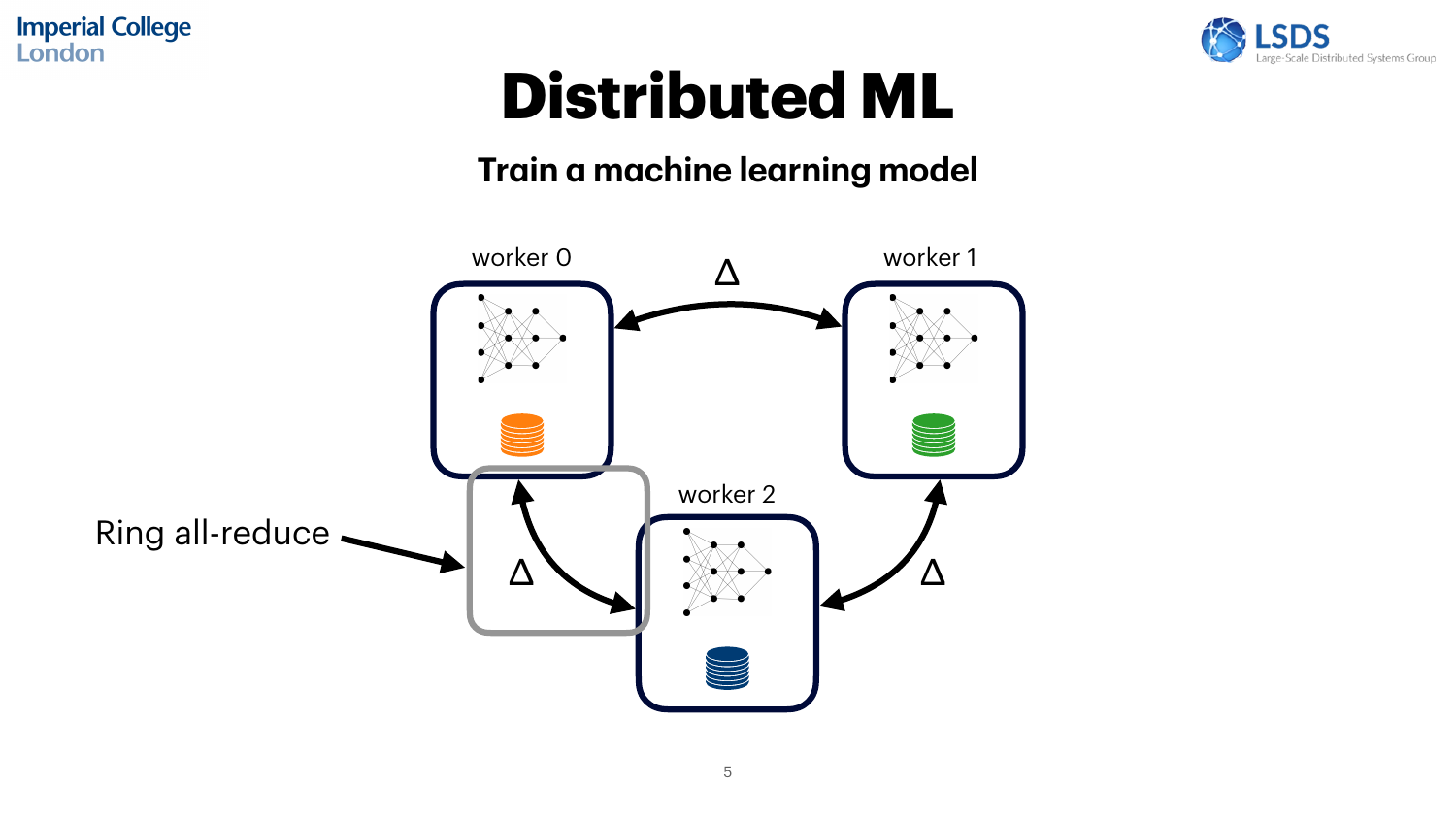# Distributed ML

**Train a machine learning model**

worker 0

worker 1

worker 2

Δ

Δ

Δ

Ring all-reduce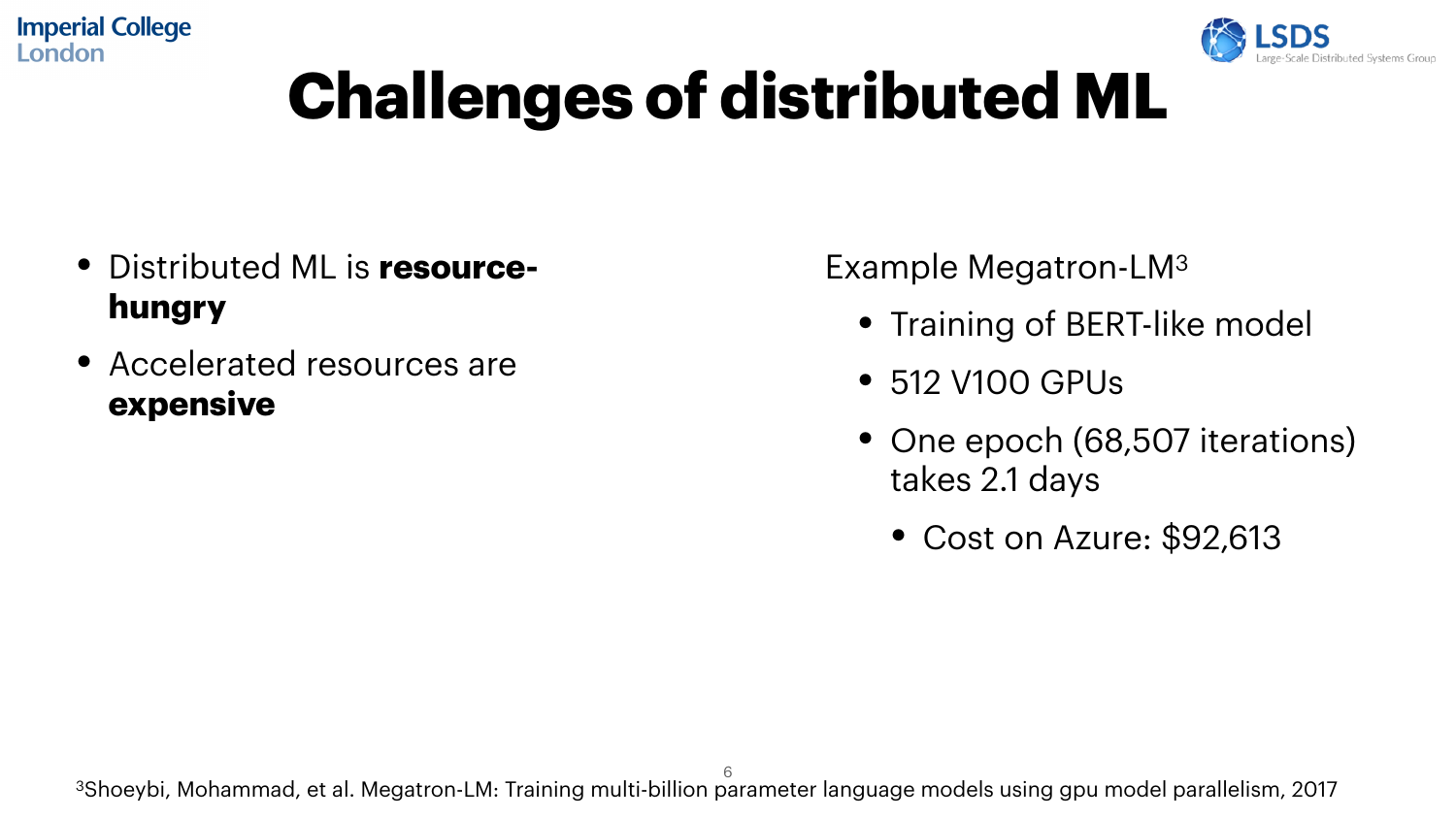# Challenges of distributed ML

- Distributed ML is **resource-hungry**
- Accelerated resources are **expensive**

Example Megatron-LM[3]

- Training of BERT-like model
- 512 V100 GPUs
- One epoch (68,507 iterations) takes 2.1 days
  - Cost on Azure: $92,613

[3] Shoeybi, Mohammad, et al. Megatron-LM: Training multi-billion parameter language models using gpu model parallelism, 2017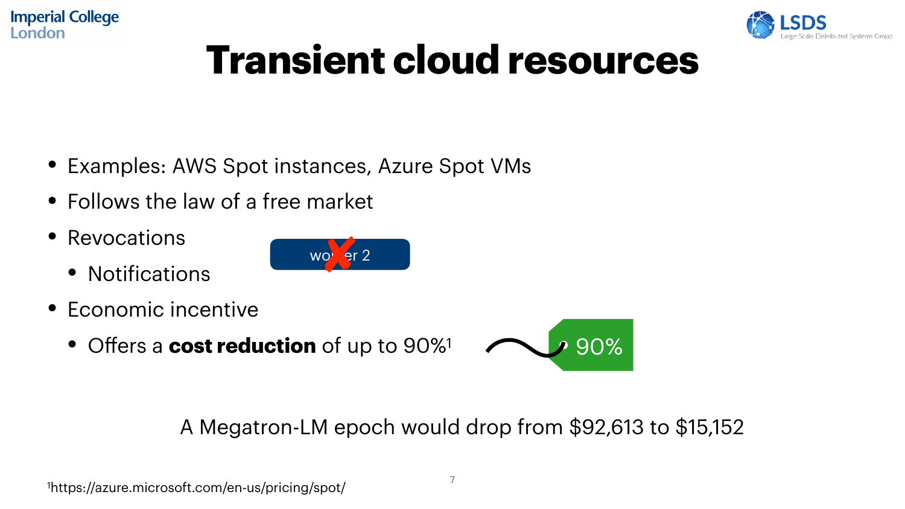# Transient cloud resources

- Examples: AWS Spot instances, Azure Spot VMs
- Follows the law of a free market
- Revocations
  - Notifications
- Economic incentive
  - Offers a **cost reduction** of up to 90%[1]

A Megatron-LM epoch would drop from $92,613 to $15,152

[1]https://azure.microsoft.com/en-us/pricing/spot/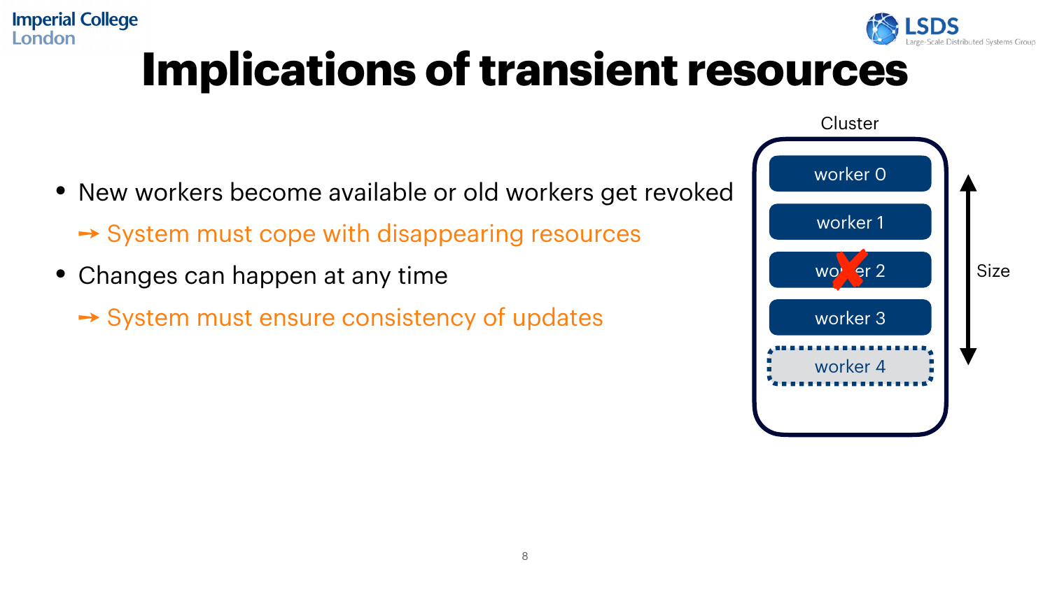# Implications of transient resources

- New workers become available or old workers get revoked
  - ➙ System must cope with disappearing resources
- Changes can happen at any time
  - ➙ System must ensure consistency of updates

Cluster

worker 0

worker 1

worker 2

worker 3

worker 4

Size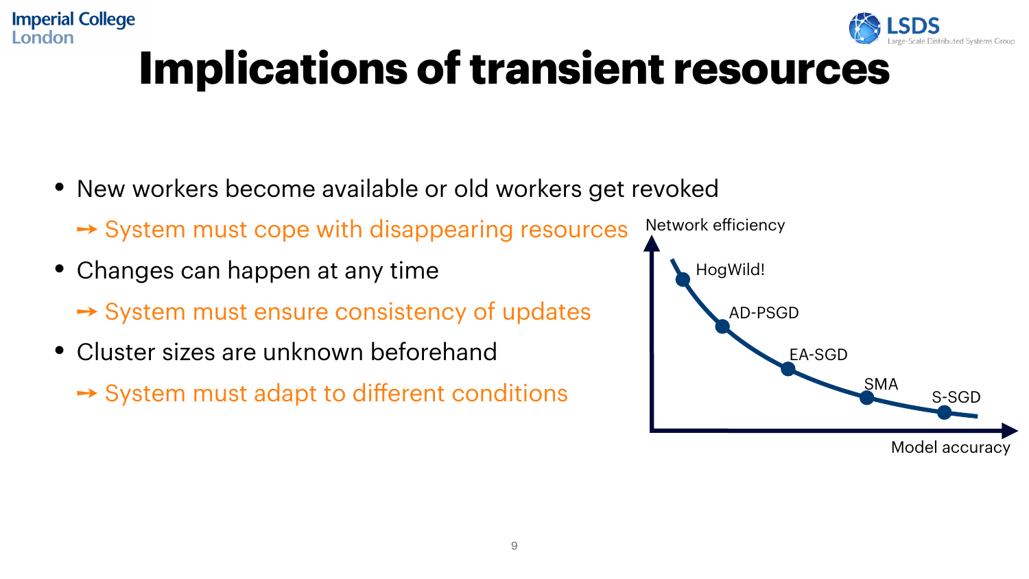# Implications of transient resources

- New workers become available or old workers get revoked
  - ➙ System must cope with disappearing resources
- Changes can happen at any time
  - ➙ System must ensure consistency of updates
- Cluster sizes are unknown beforehand
  - ➙ System must adapt to different conditions

Network efficiency

HogWild!

AD-PSGD

EA-SGD

SMA

S-SGD

Model accuracy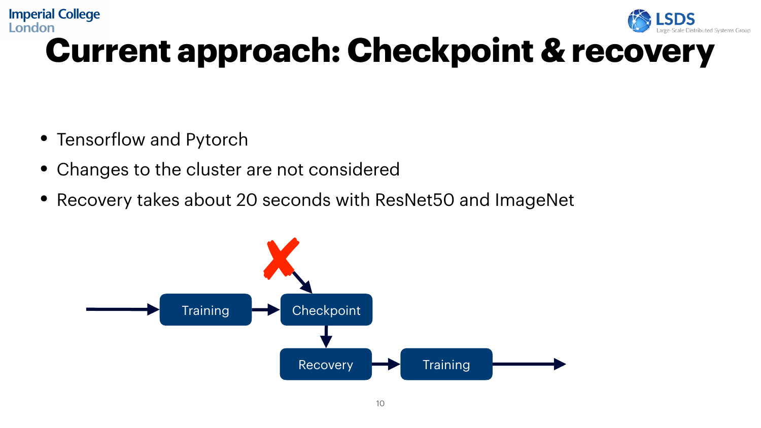# Current approach: Checkpoint & recovery

- Tensorflow and Pytorch
- Changes to the cluster are not considered
- Recovery takes about 20 seconds with ResNet50 and ImageNet

Training → Checkpoint → Recovery → Training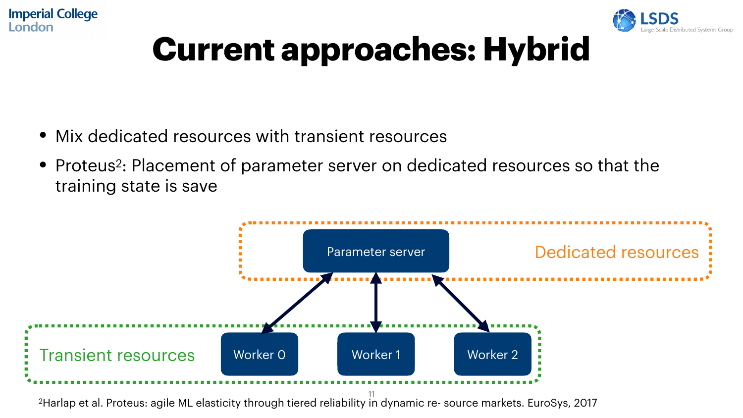# Current approaches: Hybrid

- Mix dedicated resources with transient resources
- Proteus[2]: Placement of parameter server on dedicated resources so that the training state is save

Parameter server

Dedicated resources

Transient resources

Worker 0

Worker 1

Worker 2

[2]Harlap et al. Proteus: agile ML elasticity through tiered reliability in dynamic re- source markets. EuroSys, 2017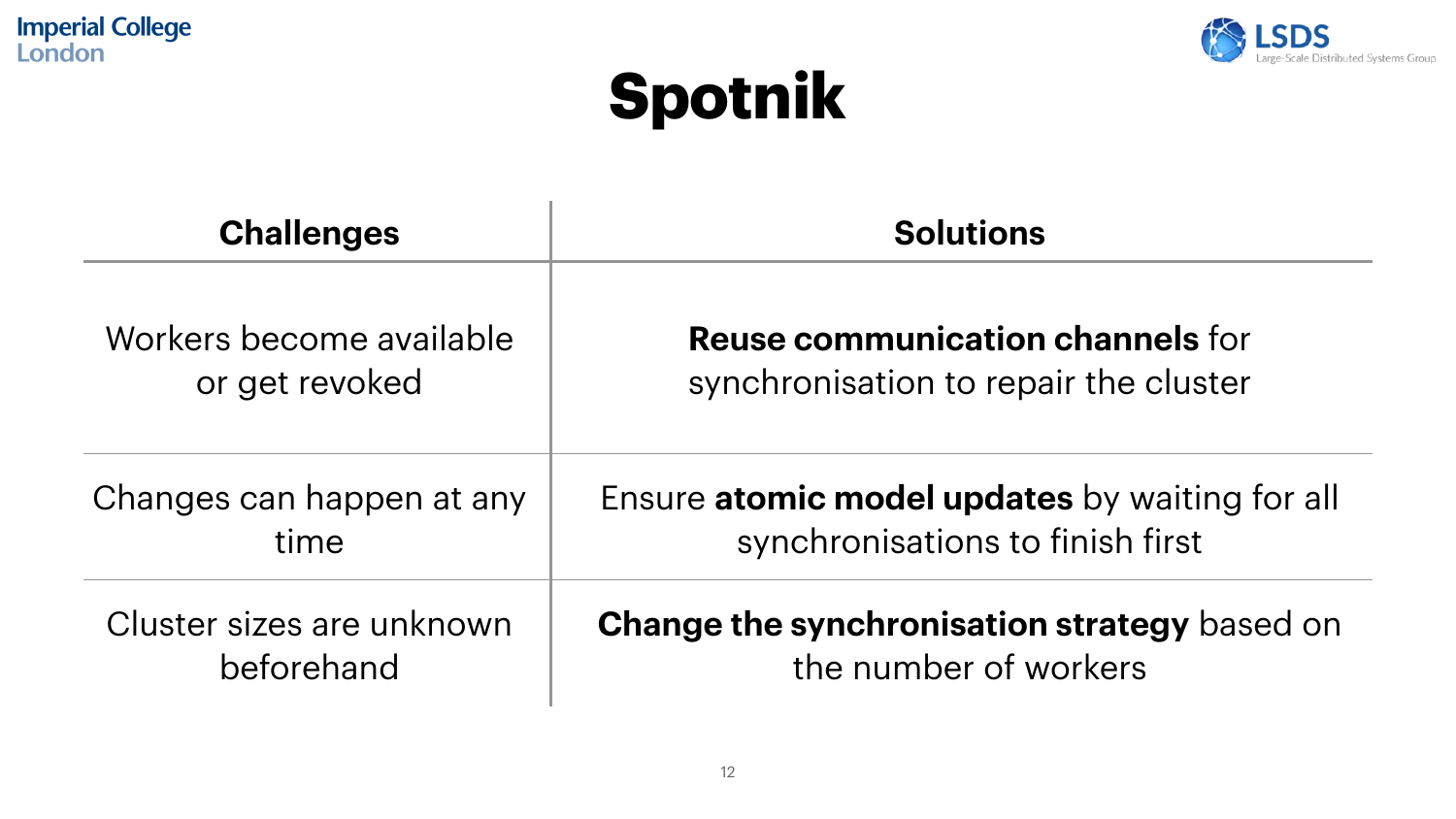# Spotnik

| Challenges | Solutions |
|---|---|
| Workers become available or get revoked | **Reuse communication channels** for synchronisation to repair the cluster |
| Changes can happen at any time | Ensure **atomic model updates** by waiting for all synchronisations to finish first |
| Cluster sizes are unknown beforehand | **Change the synchronisation strategy** based on the number of workers |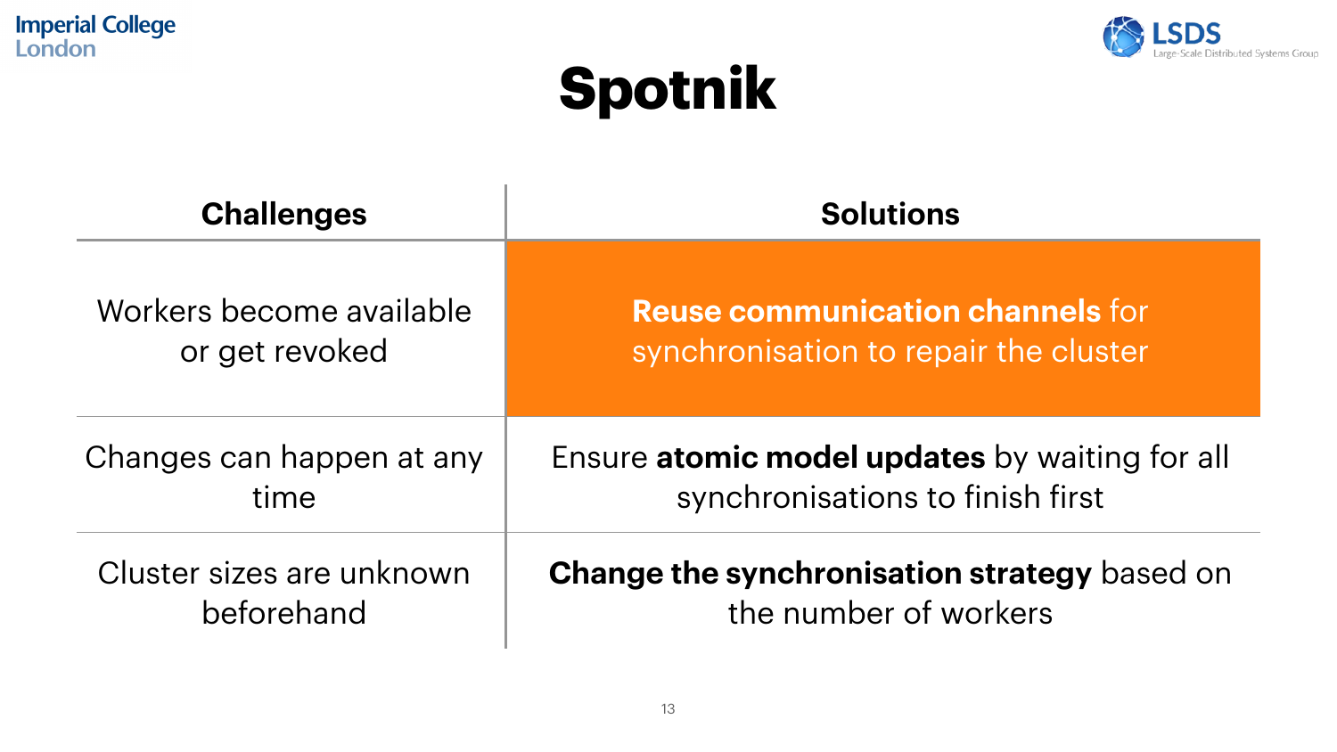# Spotnik

| Challenges | Solutions |
| --- | --- |
| Workers become available or get revoked | **Reuse communication channels** for synchronisation to repair the cluster |
| Changes can happen at any time | Ensure **atomic model updates** by waiting for all synchronisations to finish first |
| Cluster sizes are unknown beforehand | **Change the synchronisation strategy** based on the number of workers |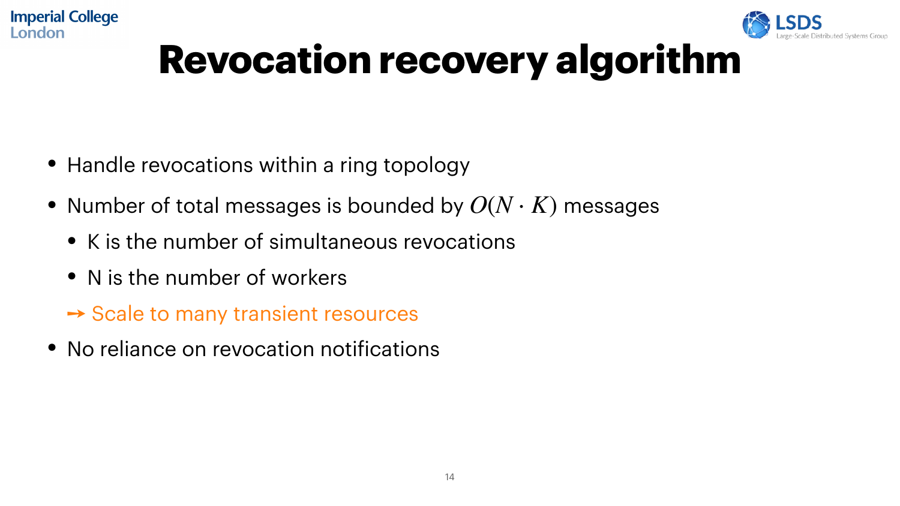# Revocation recovery algorithm

- Handle revocations within a ring topology
- Number of total messages is bounded by $O(N \cdot K)$ messages
  - K is the number of simultaneous revocations
  - N is the number of workers
  - ➞ Scale to many transient resources
- No reliance on revocation notifications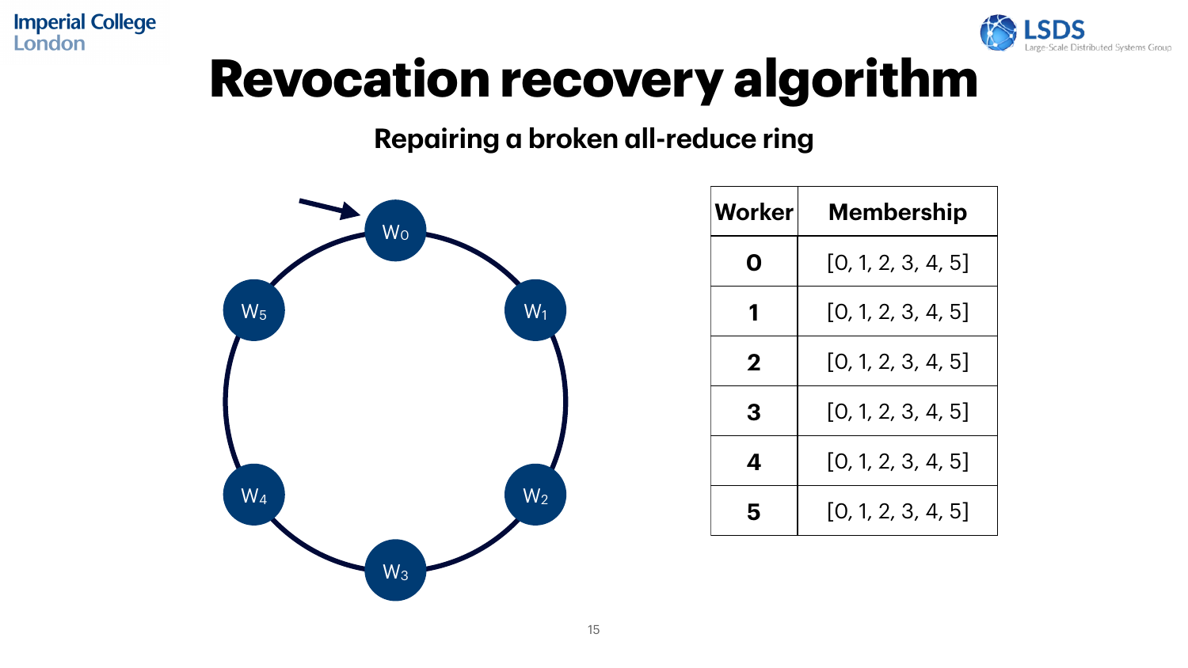# Revocation recovery algorithm

## Repairing a broken all-reduce ring

| Worker | Membership |
| --- | --- |
| 0 | [0, 1, 2, 3, 4, 5] |
| 1 | [0, 1, 2, 3, 4, 5] |
| 2 | [0, 1, 2, 3, 4, 5] |
| 3 | [0, 1, 2, 3, 4, 5] |
| 4 | [0, 1, 2, 3, 4, 5] |
| 5 | [0, 1, 2, 3, 4, 5] |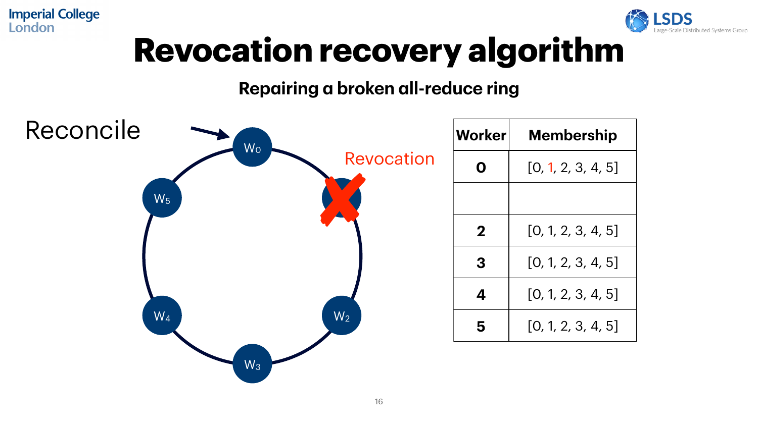# Revocation recovery algorithm

**Repairing a broken all-reduce ring**

Reconcile

$W_0$ $W_5$ $W_4$ $W_3$ $W_2$

Revocation

| Worker | Membership |
| --- | --- |
| 0 | [0, 1, 2, 3, 4, 5] |
| | |
| 2 | [0, 1, 2, 3, 4, 5] |
| 3 | [0, 1, 2, 3, 4, 5] |
| 4 | [0, 1, 2, 3, 4, 5] |
| 5 | [0, 1, 2, 3, 4, 5] |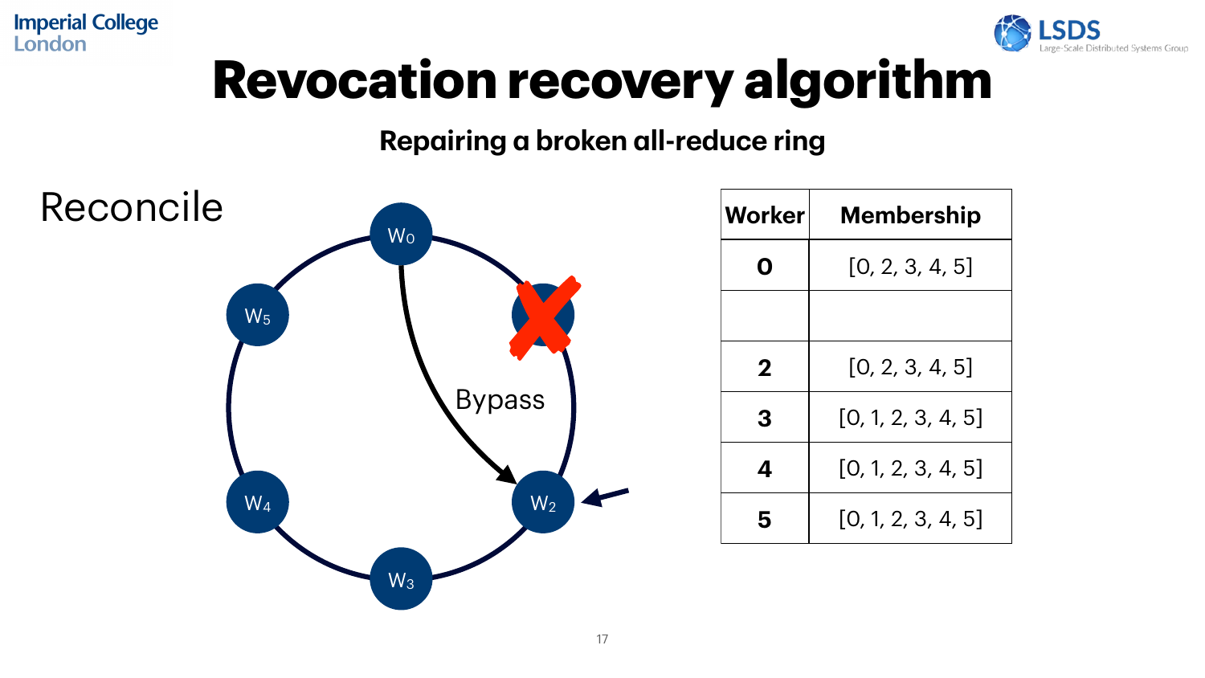# Revocation recovery algorithm

## Repairing a broken all-reduce ring

Reconcile

$W_0$, $W_2$, $W_3$, $W_4$, $W_5$

Bypass

| Worker | Membership |
|---|---|
| 0 | [0, 2, 3, 4, 5] |
| | |
| 2 | [0, 2, 3, 4, 5] |
| 3 | [0, 1, 2, 3, 4, 5] |
| 4 | [0, 1, 2, 3, 4, 5] |
| 5 | [0, 1, 2, 3, 4, 5] |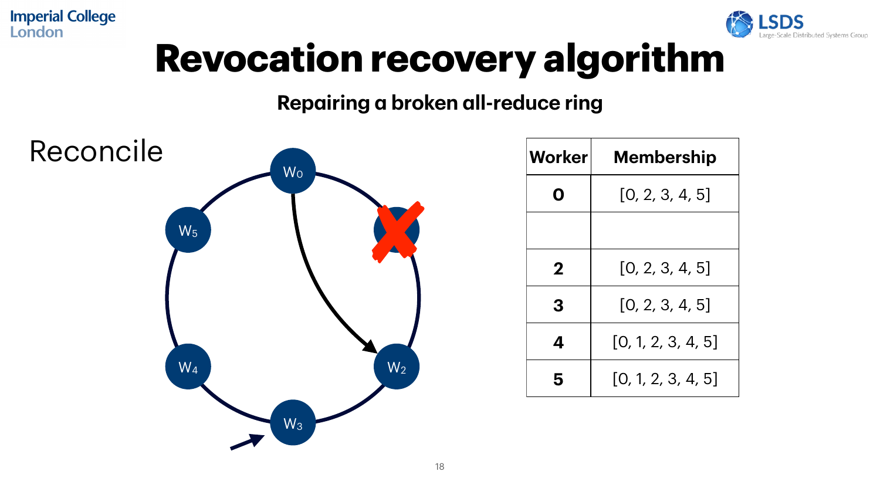# Revocation recovery algorithm

**Repairing a broken all-reduce ring**

Reconcile

| Worker | Membership |
|---|---|
| 0 | [0, 2, 3, 4, 5] |
| | |
| 2 | [0, 2, 3, 4, 5] |
| 3 | [0, 2, 3, 4, 5] |
| 4 | [0, 1, 2, 3, 4, 5] |
| 5 | [0, 1, 2, 3, 4, 5] |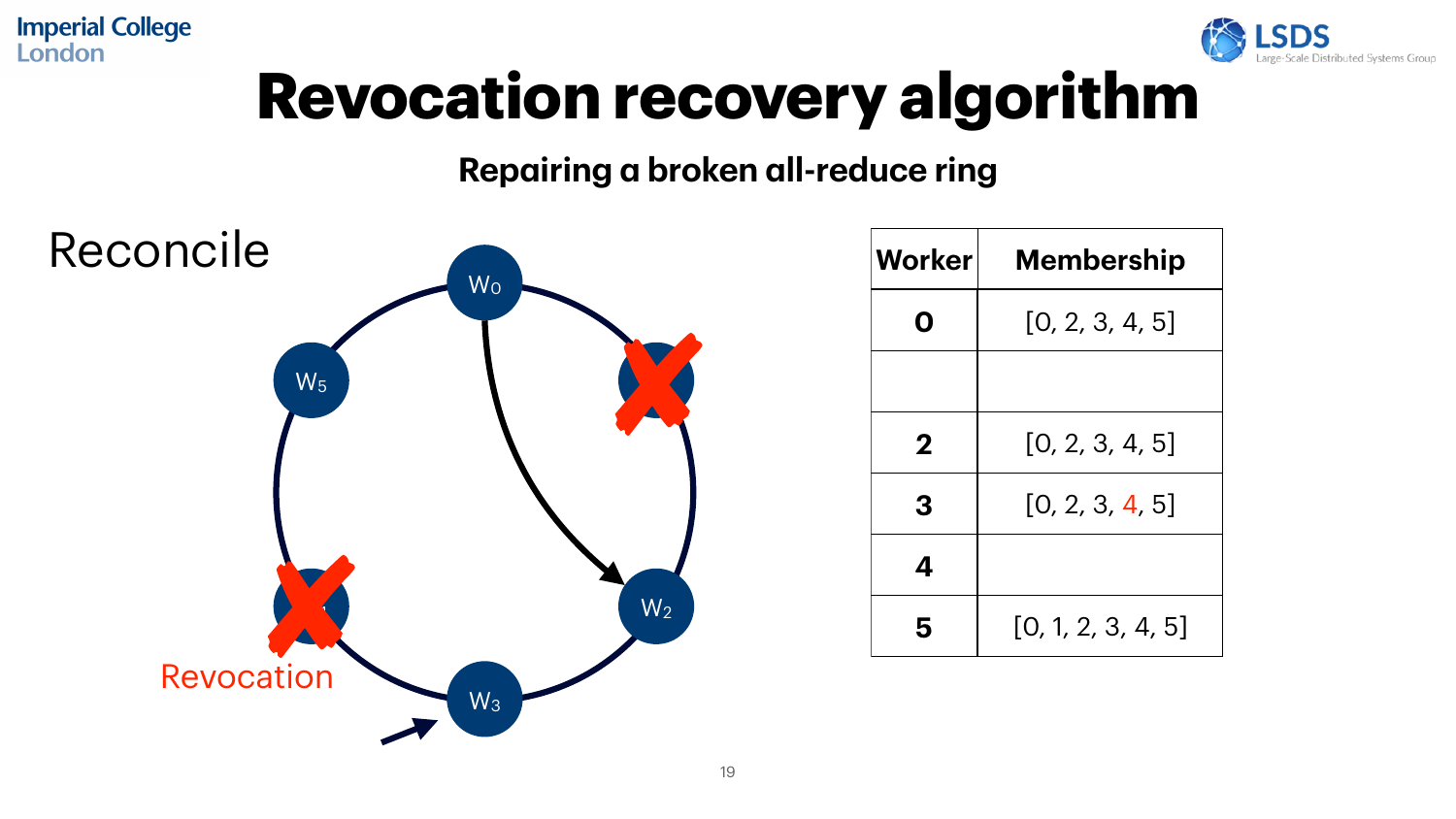# Revocation recovery algorithm

**Repairing a broken all-reduce ring**

Reconcile

Revocation

| Worker | Membership |
|---|---|
| 0 | [0, 2, 3, 4, 5] |
| | |
| 2 | [0, 2, 3, 4, 5] |
| 3 | [0, 2, 3, 4, 5] |
| 4 | |
| 5 | [0, 1, 2, 3, 4, 5] |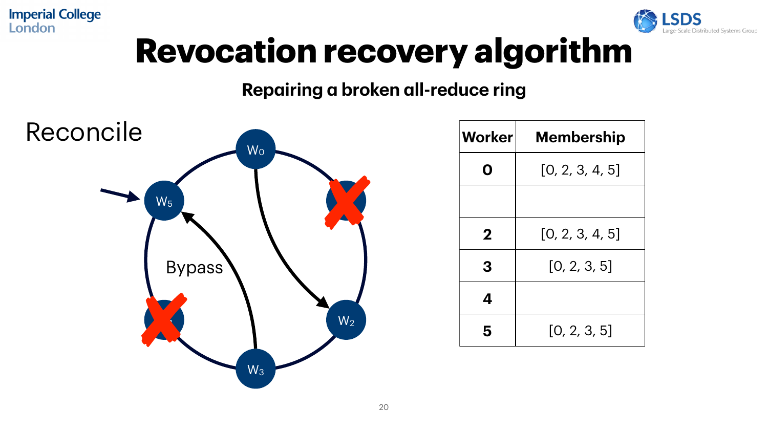# Revocation recovery algorithm

**Repairing a broken all-reduce ring**

Reconcile

Bypass

| Worker | Membership |
|---|---|
| 0 | [0, 2, 3, 4, 5] |
| | |
| 2 | [0, 2, 3, 4, 5] |
| 3 | [0, 2, 3, 5] |
| 4 | |
| 5 | [0, 2, 3, 5] |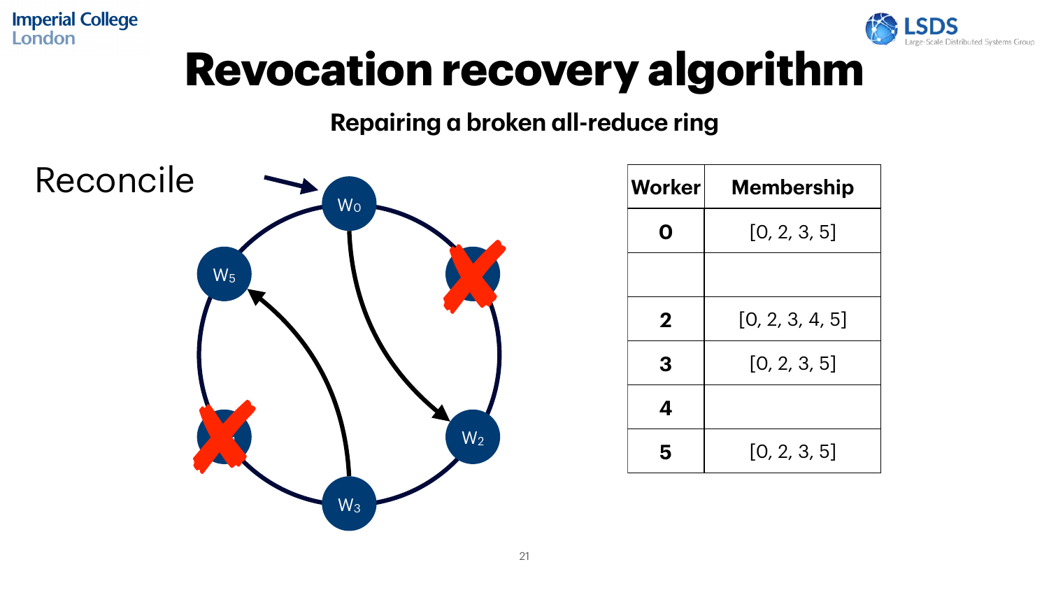# Revocation recovery algorithm

## Repairing a broken all-reduce ring

Reconcile

$W_0$ $W_2$ $W_3$ $W_5$

| Worker | Membership |
|---|---|
| 0 | [0, 2, 3, 5] |
| | |
| 2 | [0, 2, 3, 4, 5] |
| 3 | [0, 2, 3, 5] |
| 4 | |
| 5 | [0, 2, 3, 5] |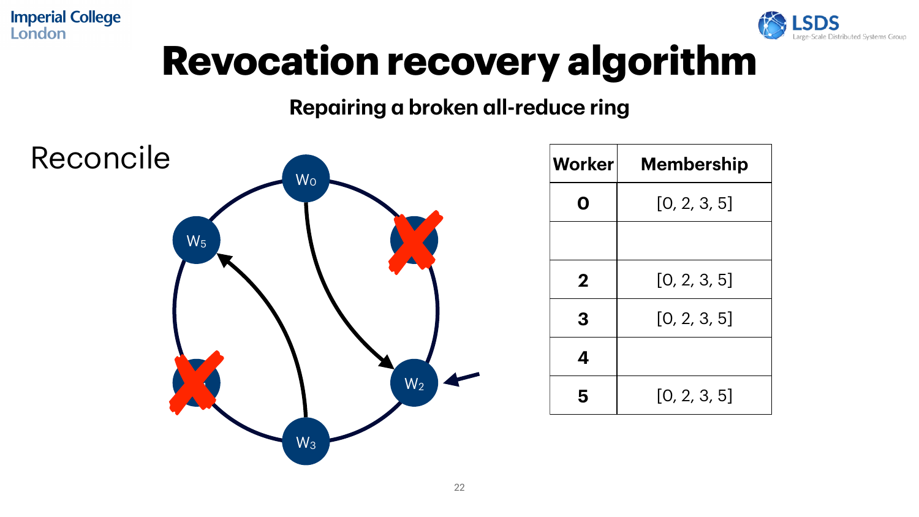# Revocation recovery algorithm

**Repairing a broken all-reduce ring**

Reconcile

| Worker | Membership |
| --- | --- |
| 0 | [0, 2, 3, 5] |
| | |
| 2 | [0, 2, 3, 5] |
| 3 | [0, 2, 3, 5] |
| 4 | |
| 5 | [0, 2, 3, 5] |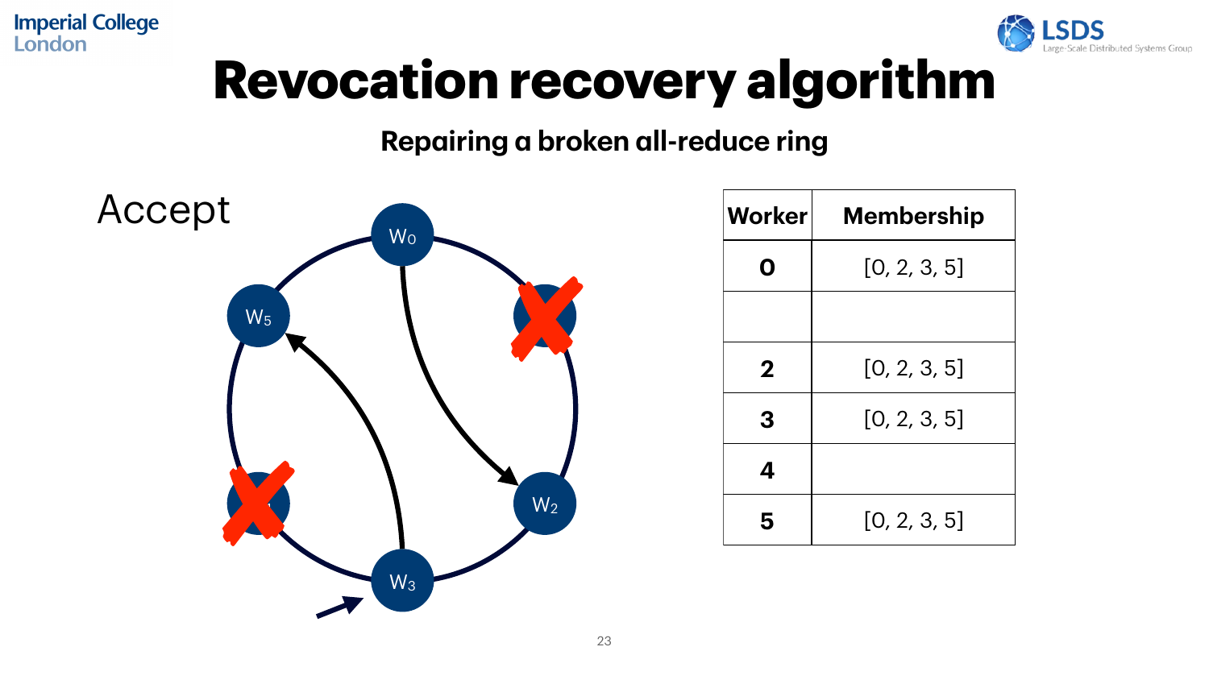# Revocation recovery algorithm

**Repairing a broken all-reduce ring**

Accept

| Worker | Membership |
|---|---|
| **0** | [0, 2, 3, 5] |
| | |
| **2** | [0, 2, 3, 5] |
| **3** | [0, 2, 3, 5] |
| **4** | |
| **5** | [0, 2, 3, 5] |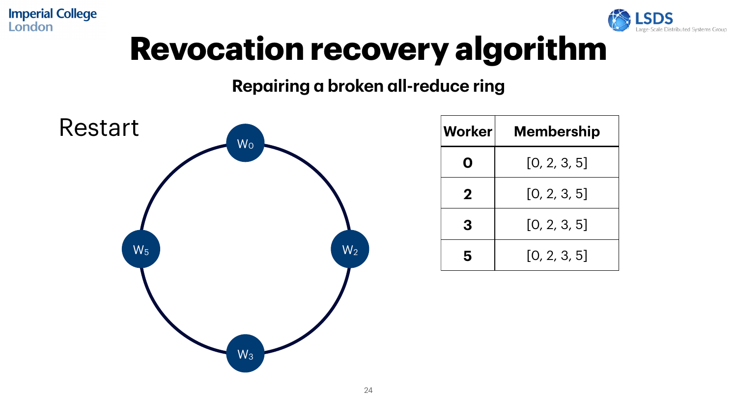# Revocation recovery algorithm

## Repairing a broken all-reduce ring

Restart

$W_0$

$W_2$

$W_3$

$W_5$

| Worker | Membership |
| --- | --- |
| 0 | [0, 2, 3, 5] |
| 2 | [0, 2, 3, 5] |
| 3 | [0, 2, 3, 5] |
| 5 | [0, 2, 3, 5] |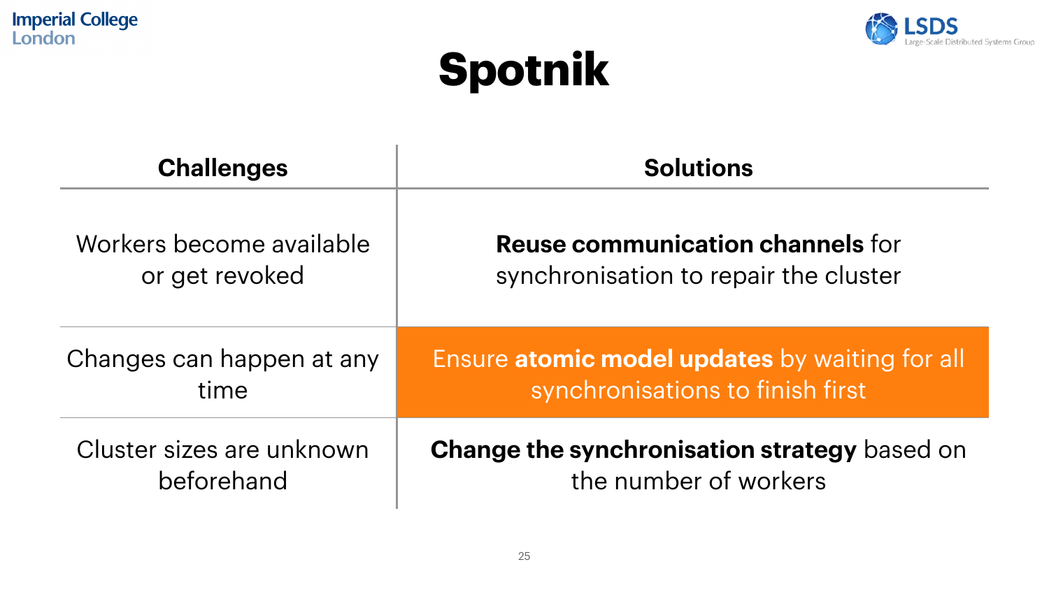# Spotnik

| Challenges | Solutions |
|---|---|
| Workers become available or get revoked | **Reuse communication channels** for synchronisation to repair the cluster |
| Changes can happen at any time | Ensure **atomic model updates** by waiting for all synchronisations to finish first |
| Cluster sizes are unknown beforehand | **Change the synchronisation strategy** based on the number of workers |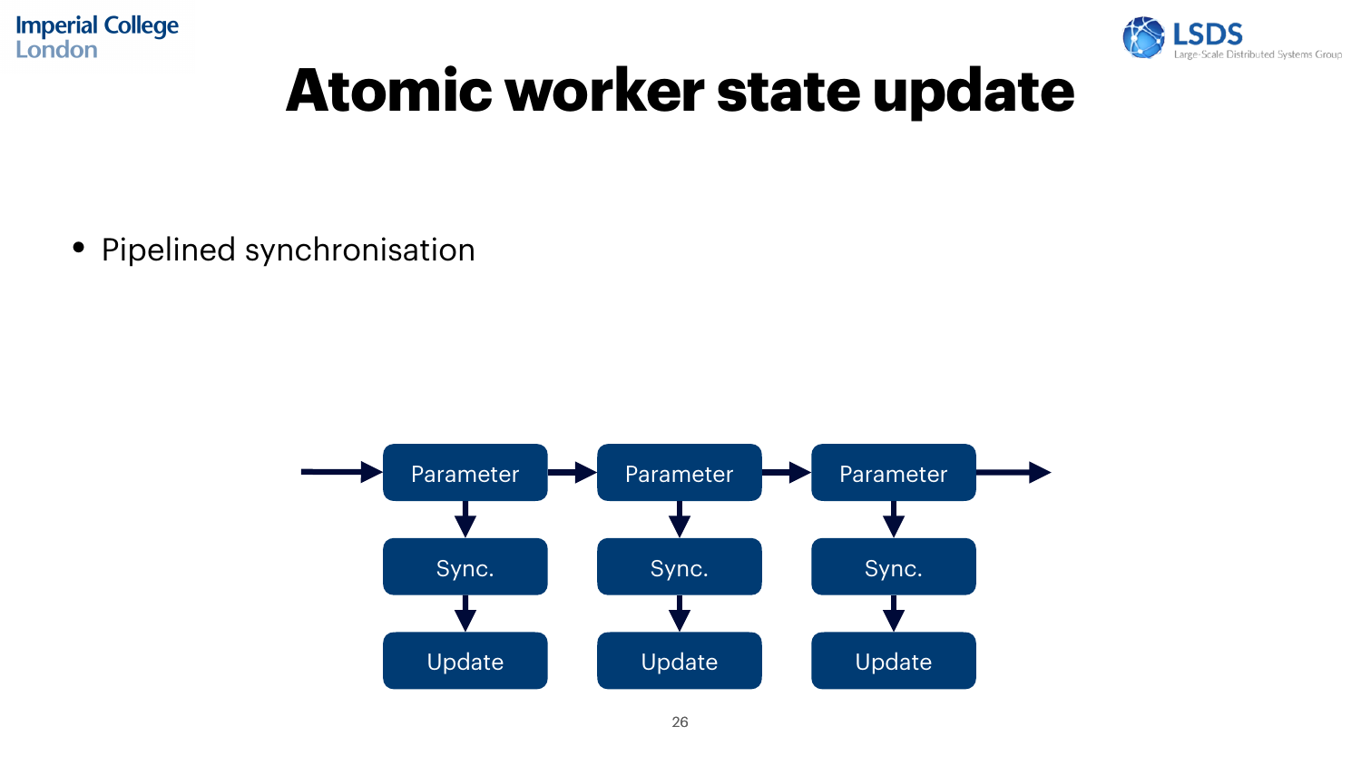# Atomic worker state update

- Pipelined synchronisation

Parameter → Parameter → Parameter

Sync. Sync. Sync.

Update Update Update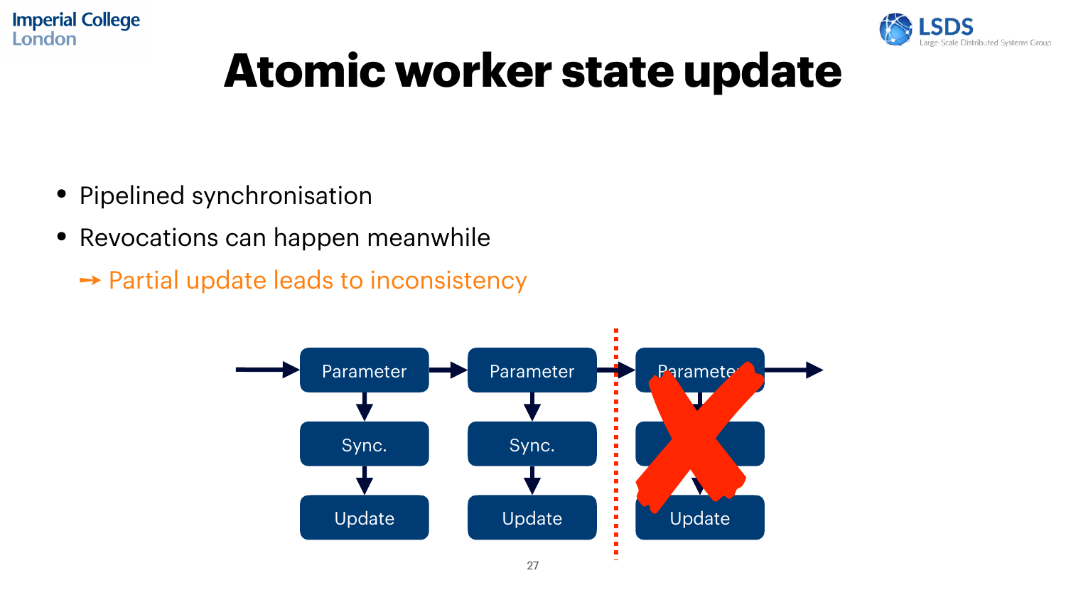# Atomic worker state update

- Pipelined synchronisation
- Revocations can happen meanwhile
  - ➙ Partial update leads to inconsistency

Parameter → Parameter → Parameter

Sync. | Sync. |

Update | Update | Update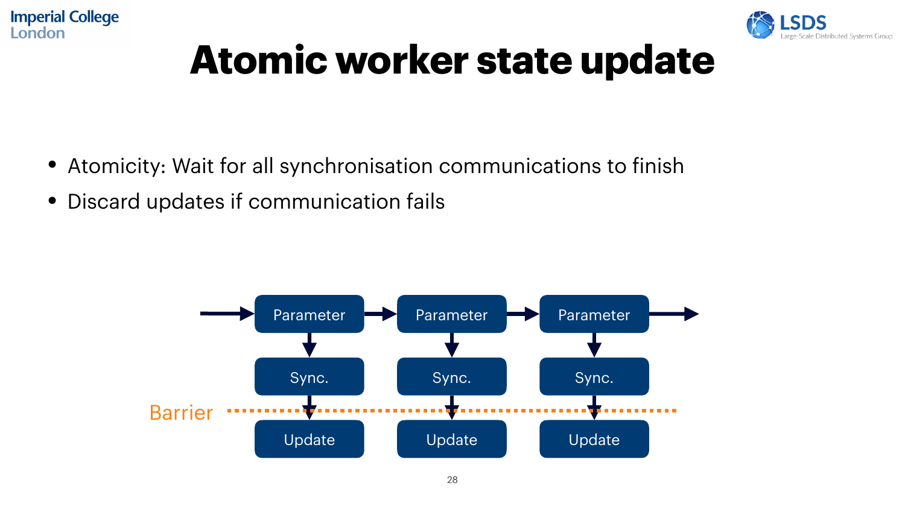# Atomic worker state update

- Atomicity: Wait for all synchronisation communications to finish
- Discard updates if communication fails

Parameter → Parameter → Parameter

Sync. Sync. Sync.

Barrier

Update Update Update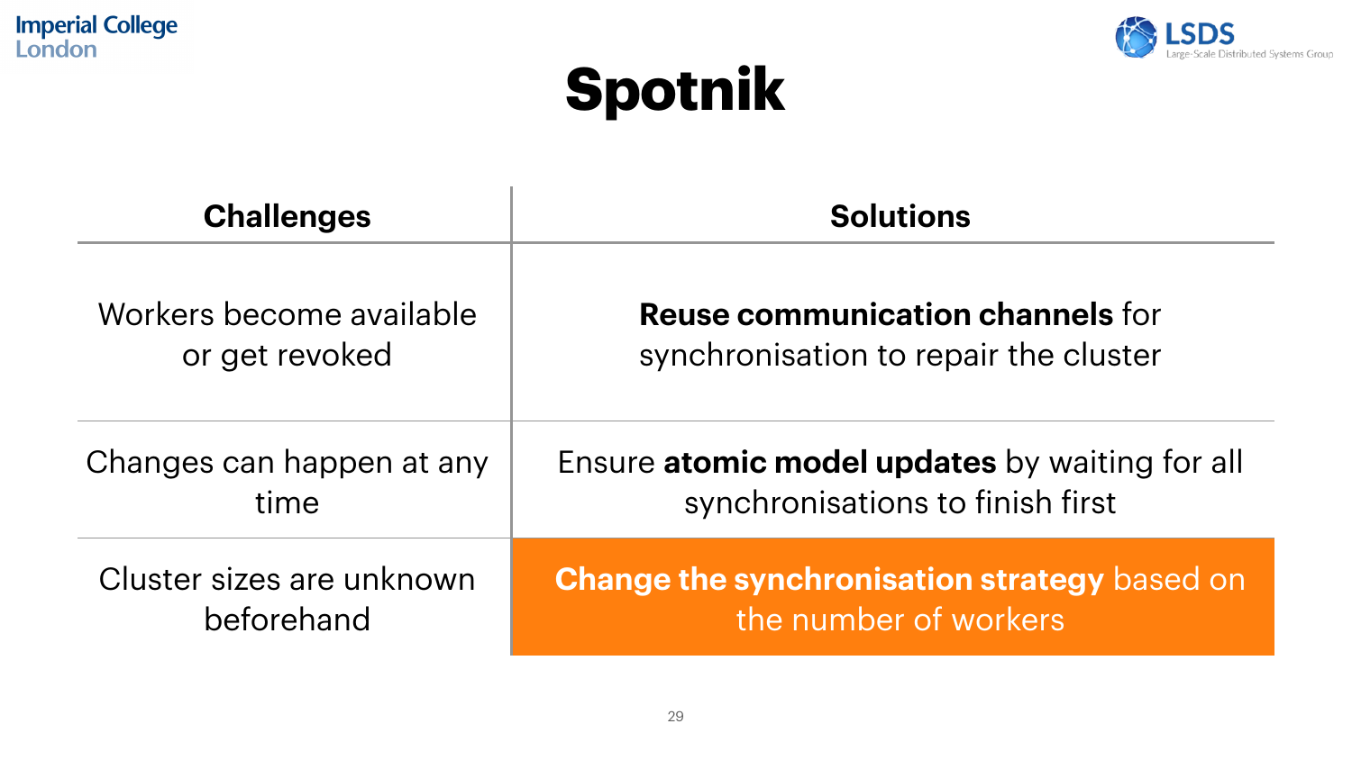# Spotnik

| Challenges | Solutions |
| --- | --- |
| Workers become available or get revoked | **Reuse communication channels** for synchronisation to repair the cluster |
| Changes can happen at any time | Ensure **atomic model updates** by waiting for all synchronisations to finish first |
| Cluster sizes are unknown beforehand | **Change the synchronisation strategy** based on the number of workers |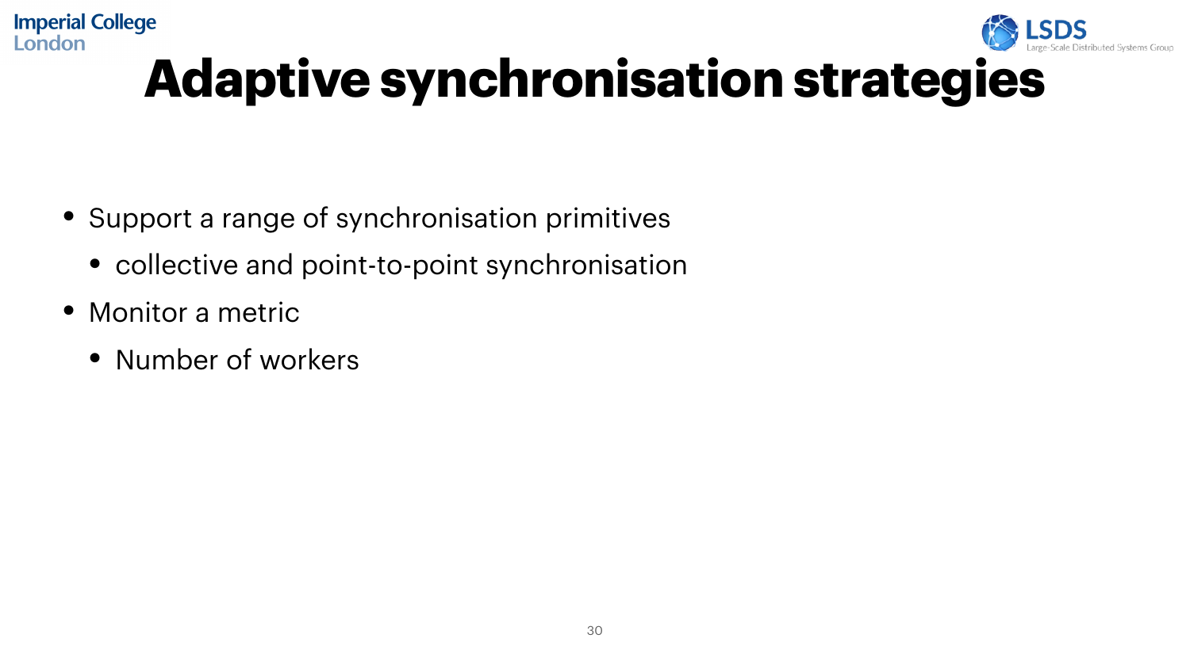# Adaptive synchronisation strategies

- Support a range of synchronisation primitives
  - collective and point-to-point synchronisation
- Monitor a metric
  - Number of workers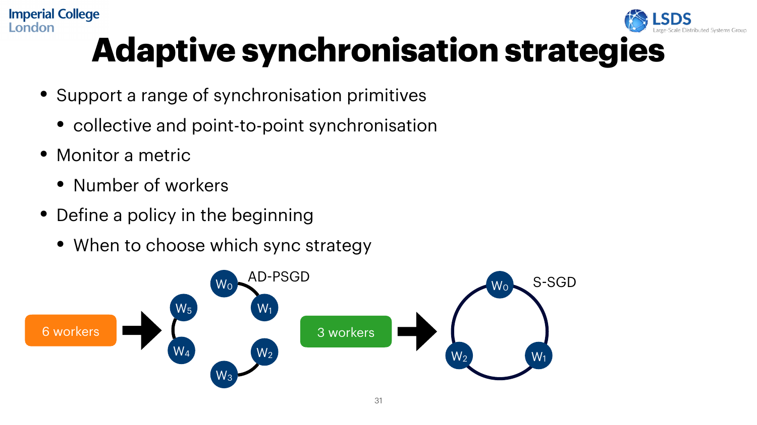# Adaptive synchronisation strategies

- Support a range of synchronisation primitives
  - collective and point-to-point synchronisation
- Monitor a metric
  - Number of workers
- Define a policy in the beginning
  - When to choose which sync strategy

6 workers → AD-PSGD ($W_0$, $W_1$, $W_2$, $W_3$, $W_4$, $W_5$)

3 workers → S-SGD ($W_0$, $W_1$, $W_2$)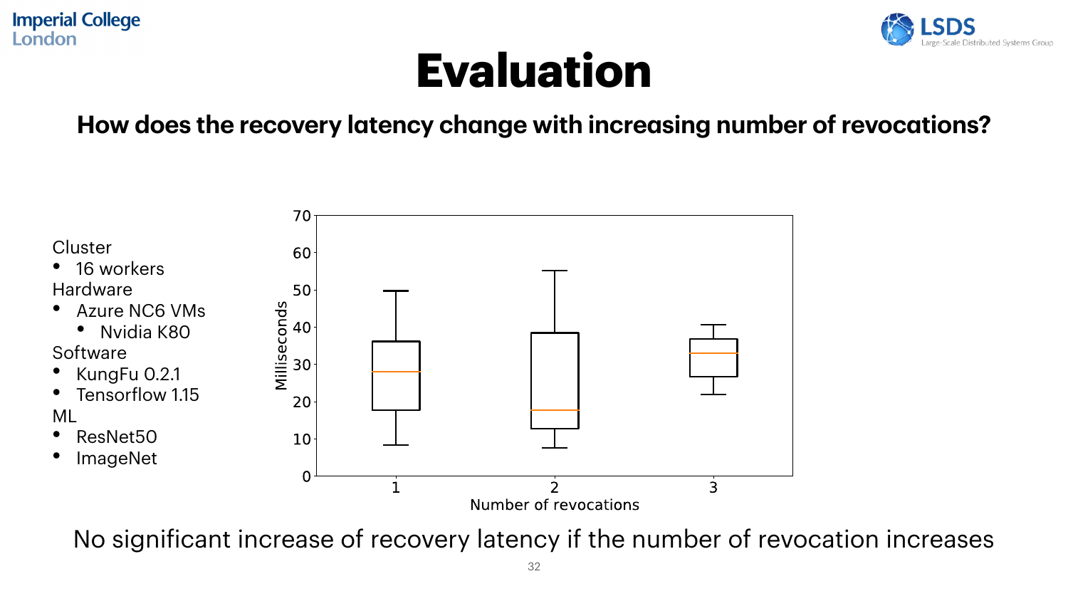# Evaluation

**How does the recovery latency change with increasing number of revocations?**

Cluster

- 16 workers

Hardware

- Azure NC6 VMs
  - Nvidia K80

Software

- KungFu 0.2.1
- Tensorflow 1.15

ML

- ResNet50
- ImageNet

No significant increase of recovery latency if the number of revocation increases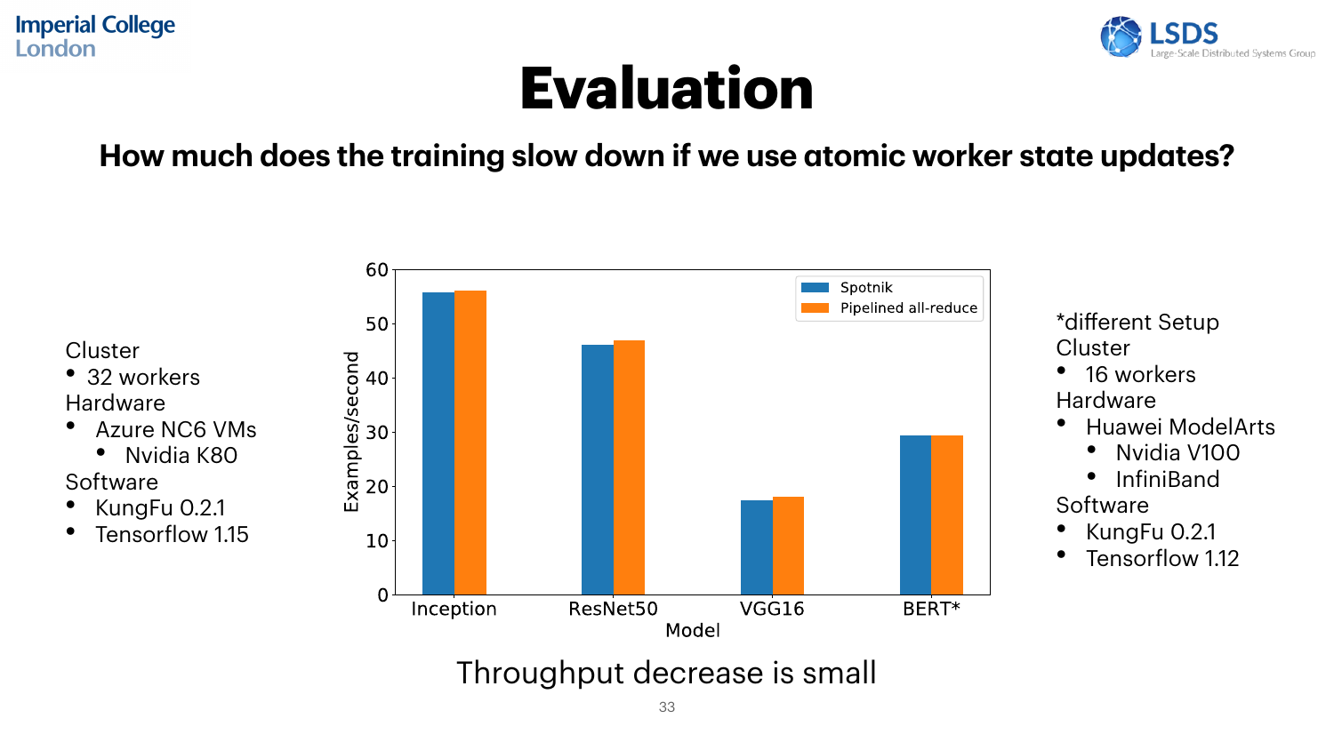# Evaluation

## How much does the training slow down if we use atomic worker state updates?

Cluster
- 32 workers

Hardware
- Azure NC6 VMs
  - Nvidia K80

Software
- KungFu 0.2.1
- Tensorflow 1.15

*different Setup

Cluster
- 16 workers

Hardware
- Huawei ModelArts
  - Nvidia V100
  - InfiniBand

Software
- KungFu 0.2.1
- Tensorflow 1.12

| Model | Spotnik (Examples/second) | Pipelined all-reduce (Examples/second) |
|---|---|---|
| Inception | ~56 | ~56 |
| ResNet50 | ~46 | ~47 |
| VGG16 | ~17 | ~18 |
| BERT* | ~29 | ~29 |

Throughput decrease is small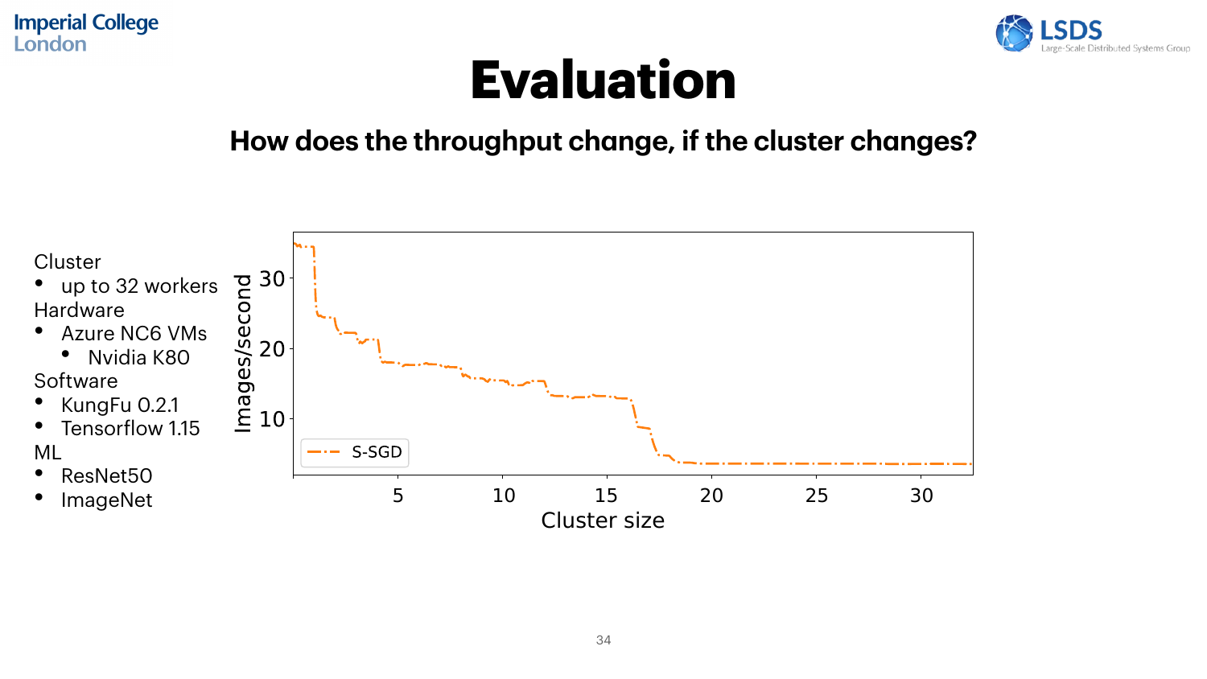# Evaluation

## How does the throughput change, if the cluster changes?

Cluster
- up to 32 workers

Hardware
- Azure NC6 VMs
  - Nvidia K80

Software
- KungFu 0.2.1
- Tensorflow 1.15

ML
- ResNet50
- ImageNet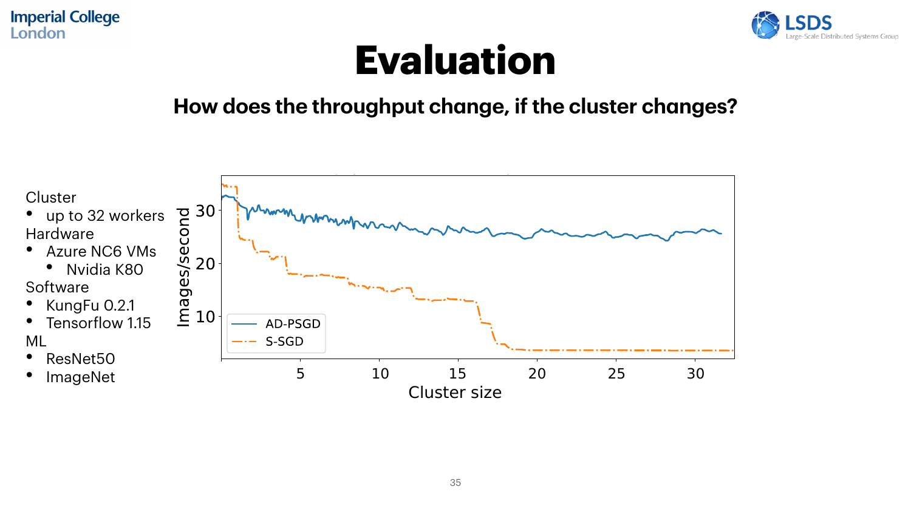# Evaluation

## How does the throughput change, if the cluster changes?

Cluster
- up to 32 workers

Hardware
- Azure NC6 VMs
  - Nvidia K80

Software
- KungFu 0.2.1
- Tensorflow 1.15

ML
- ResNet50
- ImageNet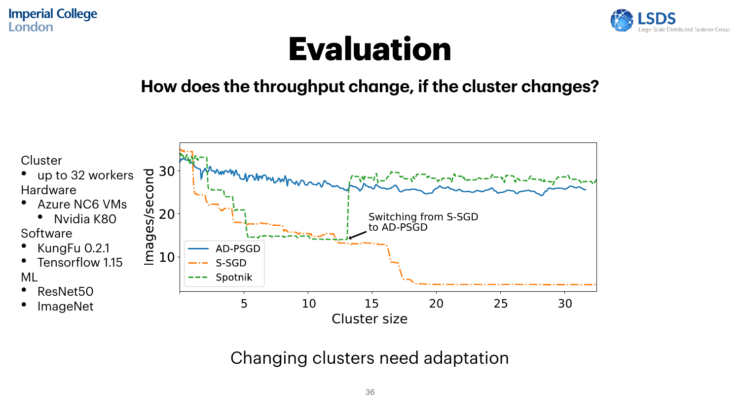# Evaluation

## How does the throughput change, if the cluster changes?

Cluster
- up to 32 workers

Hardware
- Azure NC6 VMs
  - Nvidia K80

Software
- KungFu 0.2.1
- Tensorflow 1.15

ML
- ResNet50
- ImageNet

Changing clusters need adaptation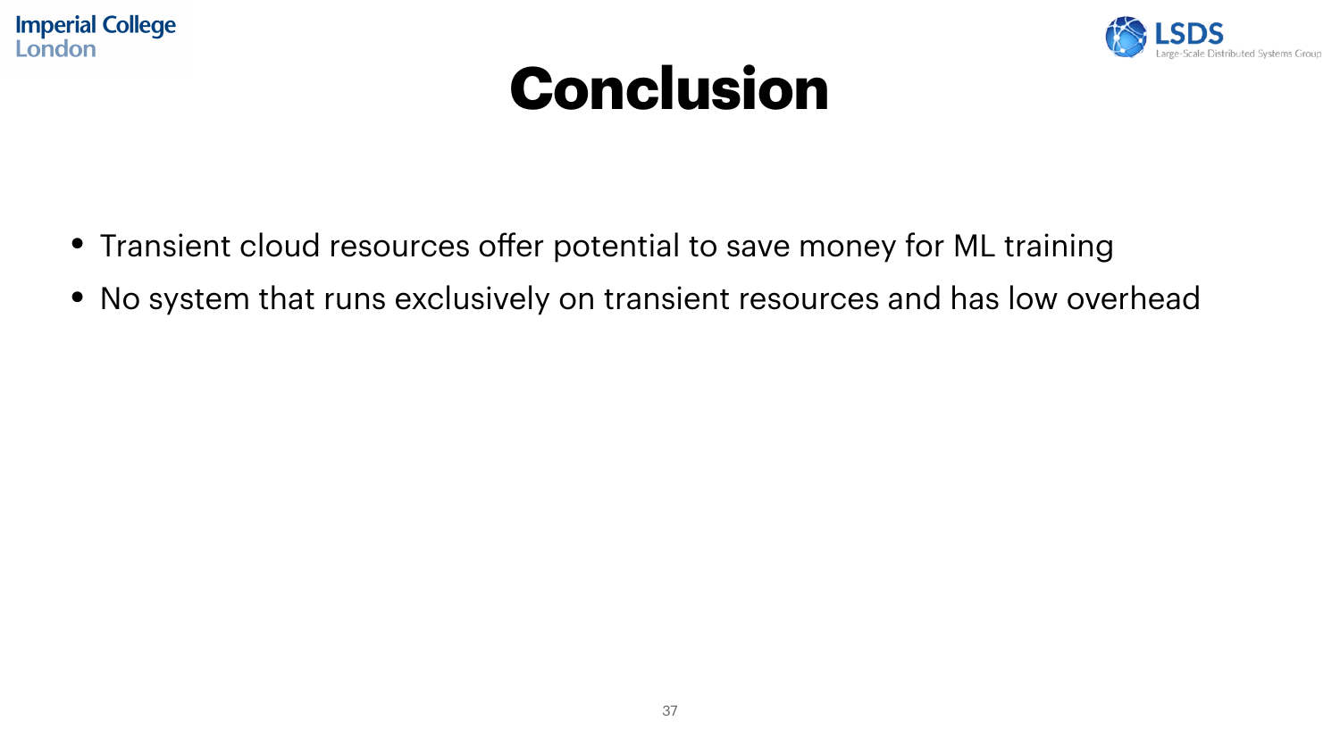# Conclusion

- Transient cloud resources offer potential to save money for ML training
- No system that runs exclusively on transient resources and has low overhead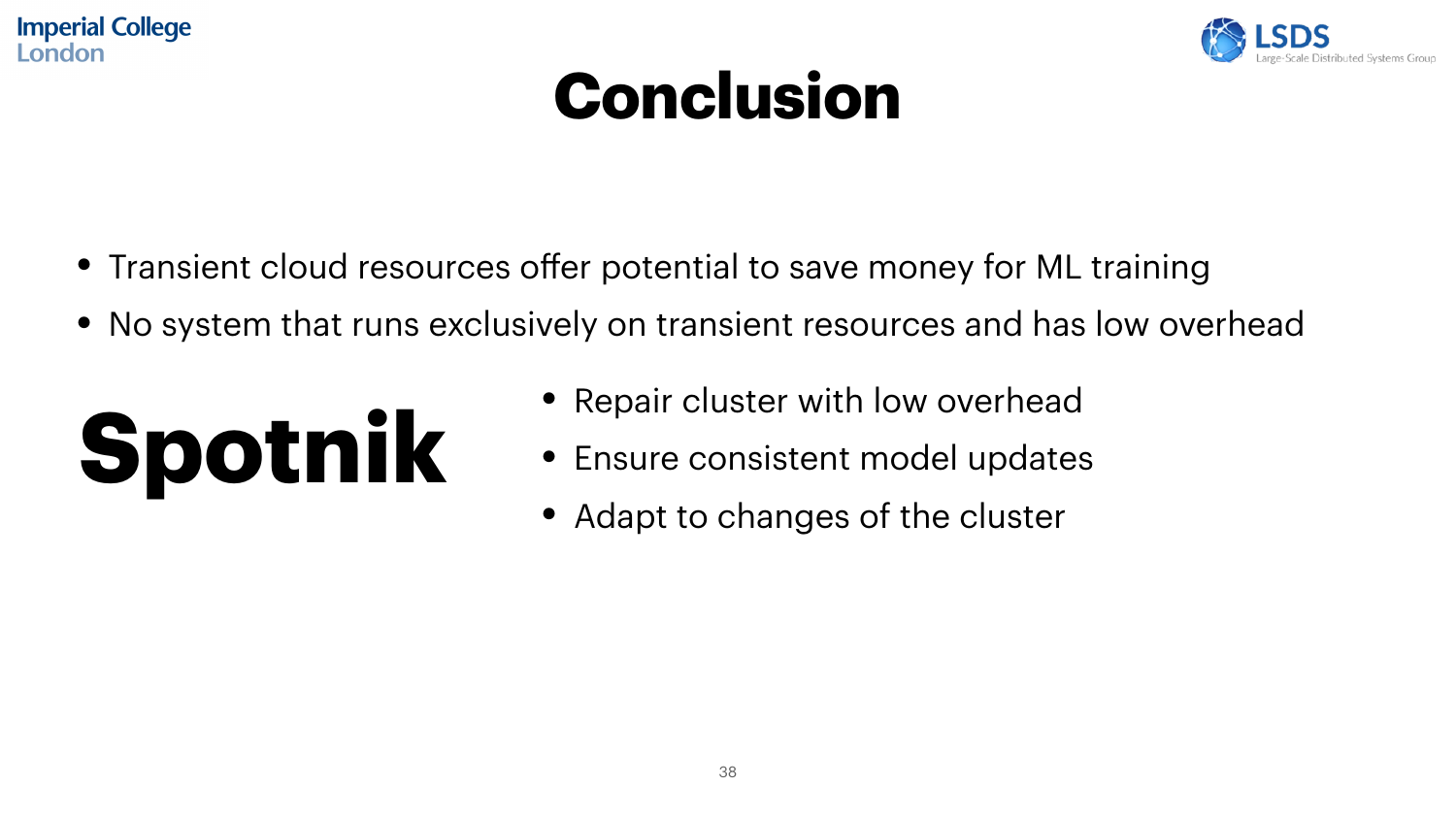# Conclusion

- Transient cloud resources offer potential to save money for ML training
- No system that runs exclusively on transient resources and has low overhead

**Spotnik**

- Repair cluster with low overhead
- Ensure consistent model updates
- Adapt to changes of the cluster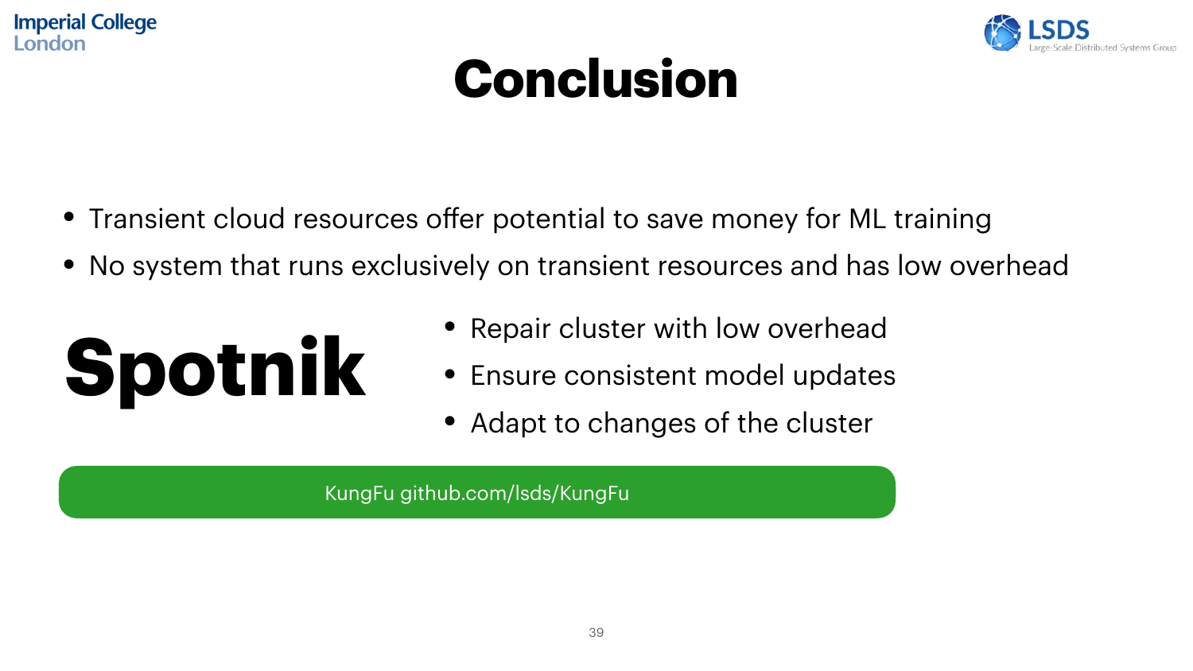# Conclusion

- Transient cloud resources offer potential to save money for ML training
- No system that runs exclusively on transient resources and has low overhead

## Spotnik

- Repair cluster with low overhead
- Ensure consistent model updates
- Adapt to changes of the cluster

KungFu github.com/lsds/KungFu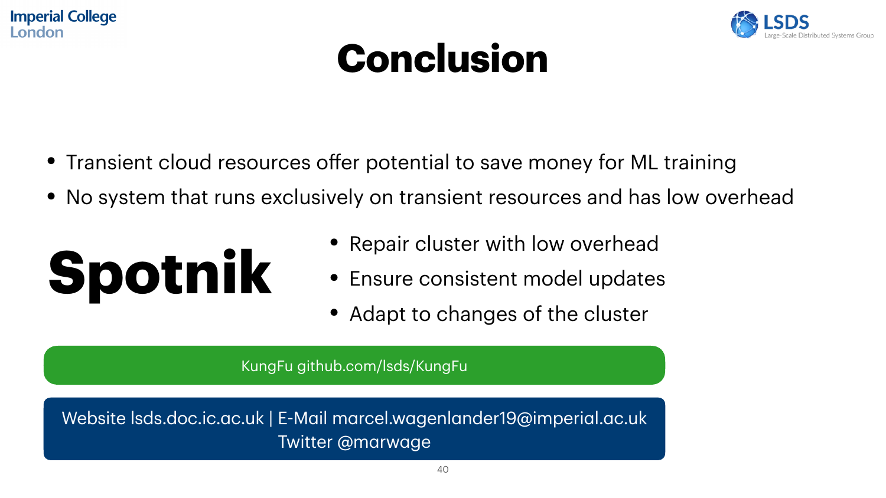# Conclusion

- Transient cloud resources offer potential to save money for ML training
- No system that runs exclusively on transient resources and has low overhead

**Spotnik**

- Repair cluster with low overhead
- Ensure consistent model updates
- Adapt to changes of the cluster

KungFu github.com/lsds/KungFu

Website lsds.doc.ic.ac.uk | E-Mail marcel.wagenlander19@imperial.ac.uk
Twitter @marwage